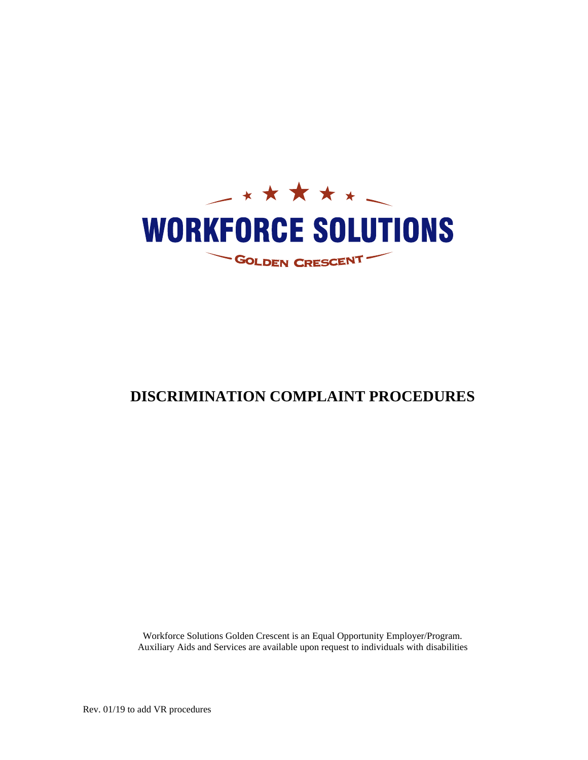WORKFORCE SOLUTIONS

GOLDEN CRESCENT

# DISCRIMINATION COMPLAINT PROCEDURES

Workforce Solutions Golden Crescent is an Equal Opportunity Employer/Program.
Auxiliary Aids and Services are available upon request to individuals with disabilities

Rev. 01/19 to add VR procedures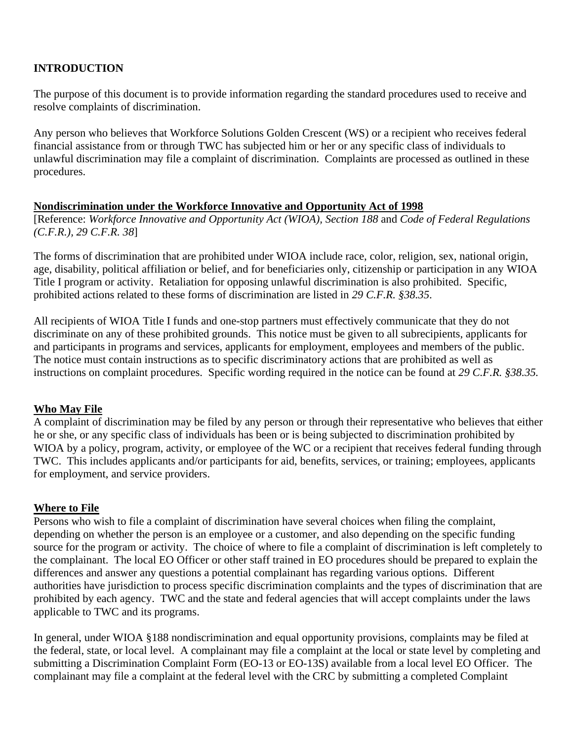## INTRODUCTION

The purpose of this document is to provide information regarding the standard procedures used to receive and resolve complaints of discrimination.

Any person who believes that Workforce Solutions Golden Crescent (WS) or a recipient who receives federal financial assistance from or through TWC has subjected him or her or any specific class of individuals to unlawful discrimination may file a complaint of discrimination. Complaints are processed as outlined in these procedures.

### Nondiscrimination under the Workforce Innovative and Opportunity Act of 1998

[Reference: *Workforce Innovative and Opportunity Act (WIOA), Section 188* and *Code of Federal Regulations (C.F.R.), 29 C.F.R. 38*]

The forms of discrimination that are prohibited under WIOA include race, color, religion, sex, national origin, age, disability, political affiliation or belief, and for beneficiaries only, citizenship or participation in any WIOA Title I program or activity. Retaliation for opposing unlawful discrimination is also prohibited. Specific, prohibited actions related to these forms of discrimination are listed in *29 C.F.R. §38.35*.

All recipients of WIOA Title I funds and one-stop partners must effectively communicate that they do not discriminate on any of these prohibited grounds. This notice must be given to all subrecipients, applicants for and participants in programs and services, applicants for employment, employees and members of the public. The notice must contain instructions as to specific discriminatory actions that are prohibited as well as instructions on complaint procedures. Specific wording required in the notice can be found at *29 C.F.R. §38.35.*

### Who May File

A complaint of discrimination may be filed by any person or through their representative who believes that either he or she, or any specific class of individuals has been or is being subjected to discrimination prohibited by WIOA by a policy, program, activity, or employee of the WC or a recipient that receives federal funding through TWC. This includes applicants and/or participants for aid, benefits, services, or training; employees, applicants for employment, and service providers.

### Where to File

Persons who wish to file a complaint of discrimination have several choices when filing the complaint, depending on whether the person is an employee or a customer, and also depending on the specific funding source for the program or activity. The choice of where to file a complaint of discrimination is left completely to the complainant. The local EO Officer or other staff trained in EO procedures should be prepared to explain the differences and answer any questions a potential complainant has regarding various options. Different authorities have jurisdiction to process specific discrimination complaints and the types of discrimination that are prohibited by each agency. TWC and the state and federal agencies that will accept complaints under the laws applicable to TWC and its programs.

In general, under WIOA §188 nondiscrimination and equal opportunity provisions, complaints may be filed at the federal, state, or local level. A complainant may file a complaint at the local or state level by completing and submitting a Discrimination Complaint Form (EO-13 or EO-13S) available from a local level EO Officer. The complainant may file a complaint at the federal level with the CRC by submitting a completed Complaint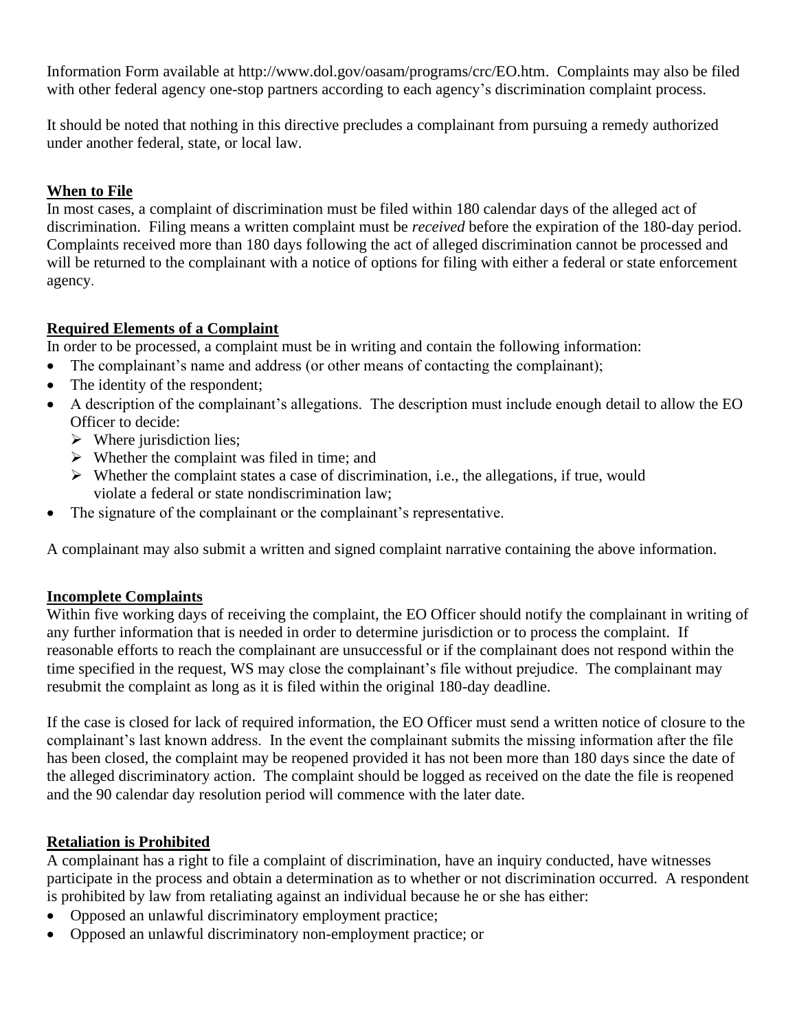Information Form available at http://www.dol.gov/oasam/programs/crc/EO.htm. Complaints may also be filed with other federal agency one-stop partners according to each agency's discrimination complaint process.

It should be noted that nothing in this directive precludes a complainant from pursuing a remedy authorized under another federal, state, or local law.

## When to File

In most cases, a complaint of discrimination must be filed within 180 calendar days of the alleged act of discrimination. Filing means a written complaint must be *received* before the expiration of the 180-day period. Complaints received more than 180 days following the act of alleged discrimination cannot be processed and will be returned to the complainant with a notice of options for filing with either a federal or state enforcement agency.

## Required Elements of a Complaint

In order to be processed, a complaint must be in writing and contain the following information:

- The complainant's name and address (or other means of contacting the complainant);
- The identity of the respondent;
- A description of the complainant's allegations. The description must include enough detail to allow the EO Officer to decide:
  - Where jurisdiction lies;
  - Whether the complaint was filed in time; and
  - Whether the complaint states a case of discrimination, i.e., the allegations, if true, would violate a federal or state nondiscrimination law;
- The signature of the complainant or the complainant's representative.

A complainant may also submit a written and signed complaint narrative containing the above information.

## Incomplete Complaints

Within five working days of receiving the complaint, the EO Officer should notify the complainant in writing of any further information that is needed in order to determine jurisdiction or to process the complaint. If reasonable efforts to reach the complainant are unsuccessful or if the complainant does not respond within the time specified in the request, WS may close the complainant's file without prejudice. The complainant may resubmit the complaint as long as it is filed within the original 180-day deadline.

If the case is closed for lack of required information, the EO Officer must send a written notice of closure to the complainant's last known address. In the event the complainant submits the missing information after the file has been closed, the complaint may be reopened provided it has not been more than 180 days since the date of the alleged discriminatory action. The complaint should be logged as received on the date the file is reopened and the 90 calendar day resolution period will commence with the later date.

## Retaliation is Prohibited

A complainant has a right to file a complaint of discrimination, have an inquiry conducted, have witnesses participate in the process and obtain a determination as to whether or not discrimination occurred. A respondent is prohibited by law from retaliating against an individual because he or she has either:

- Opposed an unlawful discriminatory employment practice;
- Opposed an unlawful discriminatory non-employment practice; or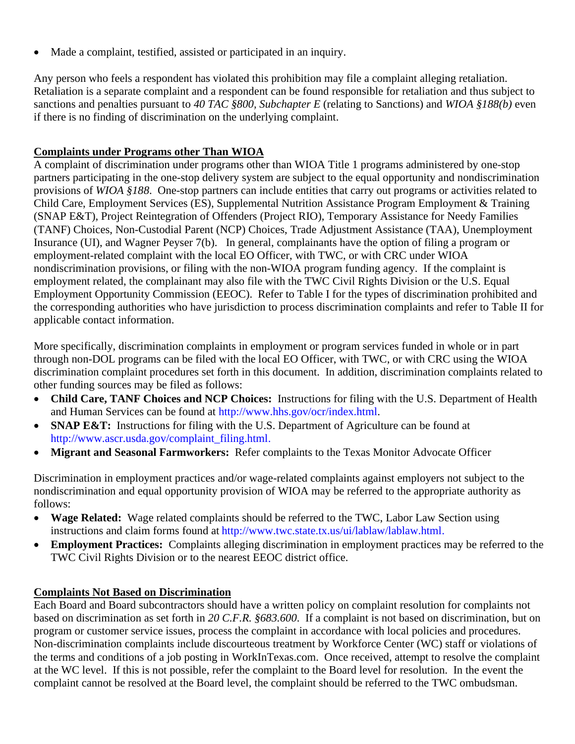- Made a complaint, testified, assisted or participated in an inquiry.

Any person who feels a respondent has violated this prohibition may file a complaint alleging retaliation. Retaliation is a separate complaint and a respondent can be found responsible for retaliation and thus subject to sanctions and penalties pursuant to *40 TAC §800, Subchapter E* (relating to Sanctions) and *WIOA §188(b)* even if there is no finding of discrimination on the underlying complaint.

**Complaints under Programs other Than WIOA**

A complaint of discrimination under programs other than WIOA Title 1 programs administered by one-stop partners participating in the one-stop delivery system are subject to the equal opportunity and nondiscrimination provisions of *WIOA §188*. One-stop partners can include entities that carry out programs or activities related to Child Care, Employment Services (ES), Supplemental Nutrition Assistance Program Employment & Training (SNAP E&T), Project Reintegration of Offenders (Project RIO), Temporary Assistance for Needy Families (TANF) Choices, Non-Custodial Parent (NCP) Choices, Trade Adjustment Assistance (TAA), Unemployment Insurance (UI), and Wagner Peyser 7(b). In general, complainants have the option of filing a program or employment-related complaint with the local EO Officer, with TWC, or with CRC under WIOA nondiscrimination provisions, or filing with the non-WIOA program funding agency. If the complaint is employment related, the complainant may also file with the TWC Civil Rights Division or the U.S. Equal Employment Opportunity Commission (EEOC). Refer to Table I for the types of discrimination prohibited and the corresponding authorities who have jurisdiction to process discrimination complaints and refer to Table II for applicable contact information.

More specifically, discrimination complaints in employment or program services funded in whole or in part through non-DOL programs can be filed with the local EO Officer, with TWC, or with CRC using the WIOA discrimination complaint procedures set forth in this document. In addition, discrimination complaints related to other funding sources may be filed as follows:

- **Child Care, TANF Choices and NCP Choices:** Instructions for filing with the U.S. Department of Health and Human Services can be found at http://www.hhs.gov/ocr/index.html.
- **SNAP E&T:** Instructions for filing with the U.S. Department of Agriculture can be found at http://www.ascr.usda.gov/complaint_filing.html.
- **Migrant and Seasonal Farmworkers:** Refer complaints to the Texas Monitor Advocate Officer

Discrimination in employment practices and/or wage-related complaints against employers not subject to the nondiscrimination and equal opportunity provision of WIOA may be referred to the appropriate authority as follows:

- **Wage Related:** Wage related complaints should be referred to the TWC, Labor Law Section using instructions and claim forms found at http://www.twc.state.tx.us/ui/lablaw/lablaw.html.
- **Employment Practices:** Complaints alleging discrimination in employment practices may be referred to the TWC Civil Rights Division or to the nearest EEOC district office.

**Complaints Not Based on Discrimination**

Each Board and Board subcontractors should have a written policy on complaint resolution for complaints not based on discrimination as set forth in *20 C.F.R. §683.600*. If a complaint is not based on discrimination, but on program or customer service issues, process the complaint in accordance with local policies and procedures. Non-discrimination complaints include discourteous treatment by Workforce Center (WC) staff or violations of the terms and conditions of a job posting in WorkInTexas.com. Once received, attempt to resolve the complaint at the WC level. If this is not possible, refer the complaint to the Board level for resolution. In the event the complaint cannot be resolved at the Board level, the complaint should be referred to the TWC ombudsman.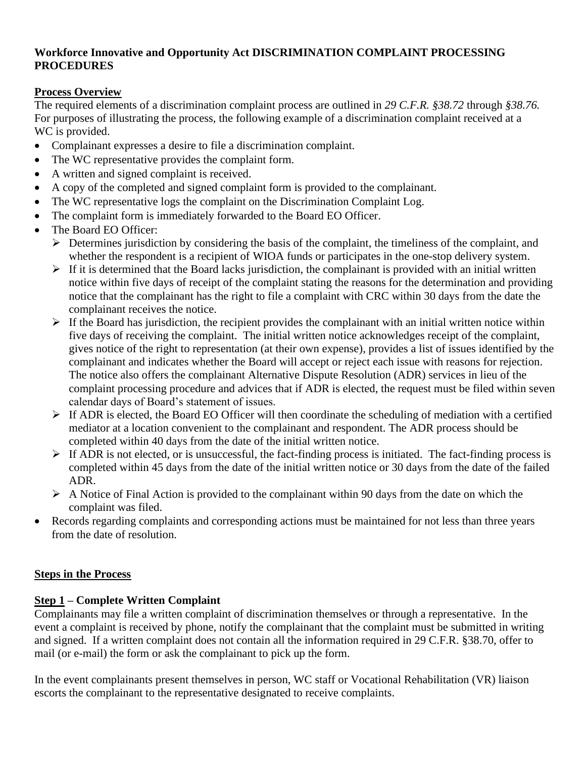**Workforce Innovative and Opportunity Act DISCRIMINATION COMPLAINT PROCESSING PROCEDURES**

**Process Overview**

The required elements of a discrimination complaint process are outlined in *29 C.F.R. §38.72* through *§38.76.* For purposes of illustrating the process, the following example of a discrimination complaint received at a WC is provided.

- Complainant expresses a desire to file a discrimination complaint.
- The WC representative provides the complaint form.
- A written and signed complaint is received.
- A copy of the completed and signed complaint form is provided to the complainant.
- The WC representative logs the complaint on the Discrimination Complaint Log.
- The complaint form is immediately forwarded to the Board EO Officer.
- The Board EO Officer:
  - Determines jurisdiction by considering the basis of the complaint, the timeliness of the complaint, and whether the respondent is a recipient of WIOA funds or participates in the one-stop delivery system.
  - If it is determined that the Board lacks jurisdiction, the complainant is provided with an initial written notice within five days of receipt of the complaint stating the reasons for the determination and providing notice that the complainant has the right to file a complaint with CRC within 30 days from the date the complainant receives the notice.
  - If the Board has jurisdiction, the recipient provides the complainant with an initial written notice within five days of receiving the complaint. The initial written notice acknowledges receipt of the complaint, gives notice of the right to representation (at their own expense), provides a list of issues identified by the complainant and indicates whether the Board will accept or reject each issue with reasons for rejection. The notice also offers the complainant Alternative Dispute Resolution (ADR) services in lieu of the complaint processing procedure and advices that if ADR is elected, the request must be filed within seven calendar days of Board's statement of issues.
  - If ADR is elected, the Board EO Officer will then coordinate the scheduling of mediation with a certified mediator at a location convenient to the complainant and respondent. The ADR process should be completed within 40 days from the date of the initial written notice.
  - If ADR is not elected, or is unsuccessful, the fact-finding process is initiated. The fact-finding process is completed within 45 days from the date of the initial written notice or 30 days from the date of the failed ADR.
  - A Notice of Final Action is provided to the complainant within 90 days from the date on which the complaint was filed.
- Records regarding complaints and corresponding actions must be maintained for not less than three years from the date of resolution.

**Steps in the Process**

**Step 1 – Complete Written Complaint**

Complainants may file a written complaint of discrimination themselves or through a representative. In the event a complaint is received by phone, notify the complainant that the complaint must be submitted in writing and signed. If a written complaint does not contain all the information required in 29 C.F.R. §38.70, offer to mail (or e-mail) the form or ask the complainant to pick up the form.

In the event complainants present themselves in person, WC staff or Vocational Rehabilitation (VR) liaison escorts the complainant to the representative designated to receive complaints.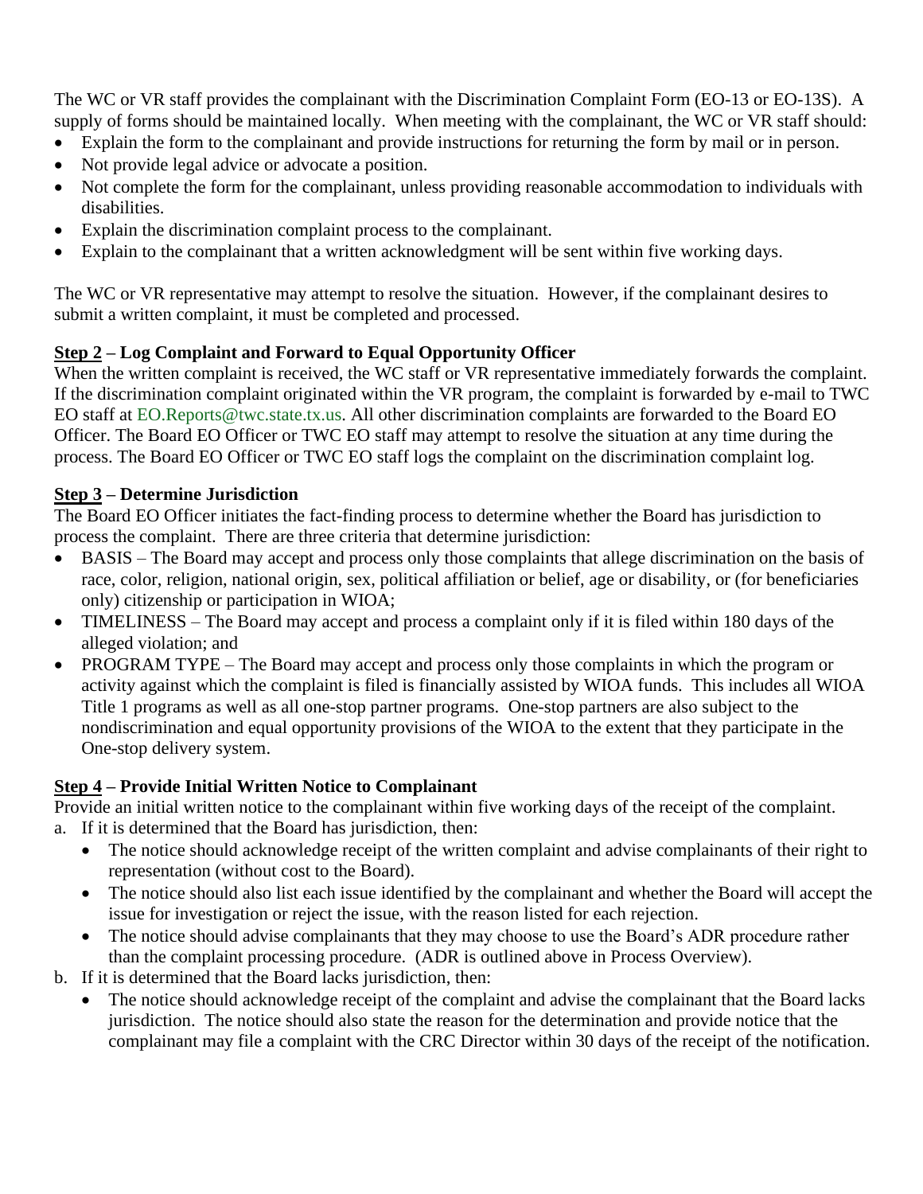The WC or VR staff provides the complainant with the Discrimination Complaint Form (EO-13 or EO-13S). A supply of forms should be maintained locally. When meeting with the complainant, the WC or VR staff should:

- Explain the form to the complainant and provide instructions for returning the form by mail or in person.
- Not provide legal advice or advocate a position.
- Not complete the form for the complainant, unless providing reasonable accommodation to individuals with disabilities.
- Explain the discrimination complaint process to the complainant.
- Explain to the complainant that a written acknowledgment will be sent within five working days.

The WC or VR representative may attempt to resolve the situation. However, if the complainant desires to submit a written complaint, it must be completed and processed.

**Step 2 – Log Complaint and Forward to Equal Opportunity Officer**

When the written complaint is received, the WC staff or VR representative immediately forwards the complaint. If the discrimination complaint originated within the VR program, the complaint is forwarded by e-mail to TWC EO staff at EO.Reports@twc.state.tx.us. All other discrimination complaints are forwarded to the Board EO Officer. The Board EO Officer or TWC EO staff may attempt to resolve the situation at any time during the process. The Board EO Officer or TWC EO staff logs the complaint on the discrimination complaint log.

**Step 3 – Determine Jurisdiction**

The Board EO Officer initiates the fact-finding process to determine whether the Board has jurisdiction to process the complaint. There are three criteria that determine jurisdiction:

- BASIS – The Board may accept and process only those complaints that allege discrimination on the basis of race, color, religion, national origin, sex, political affiliation or belief, age or disability, or (for beneficiaries only) citizenship or participation in WIOA;
- TIMELINESS – The Board may accept and process a complaint only if it is filed within 180 days of the alleged violation; and
- PROGRAM TYPE – The Board may accept and process only those complaints in which the program or activity against which the complaint is filed is financially assisted by WIOA funds. This includes all WIOA Title 1 programs as well as all one-stop partner programs. One-stop partners are also subject to the nondiscrimination and equal opportunity provisions of the WIOA to the extent that they participate in the One-stop delivery system.

**Step 4 – Provide Initial Written Notice to Complainant**

Provide an initial written notice to the complainant within five working days of the receipt of the complaint.

a. If it is determined that the Board has jurisdiction, then:
   - The notice should acknowledge receipt of the written complaint and advise complainants of their right to representation (without cost to the Board).
   - The notice should also list each issue identified by the complainant and whether the Board will accept the issue for investigation or reject the issue, with the reason listed for each rejection.
   - The notice should advise complainants that they may choose to use the Board's ADR procedure rather than the complaint processing procedure. (ADR is outlined above in Process Overview).

b. If it is determined that the Board lacks jurisdiction, then:
   - The notice should acknowledge receipt of the complaint and advise the complainant that the Board lacks jurisdiction. The notice should also state the reason for the determination and provide notice that the complainant may file a complaint with the CRC Director within 30 days of the receipt of the notification.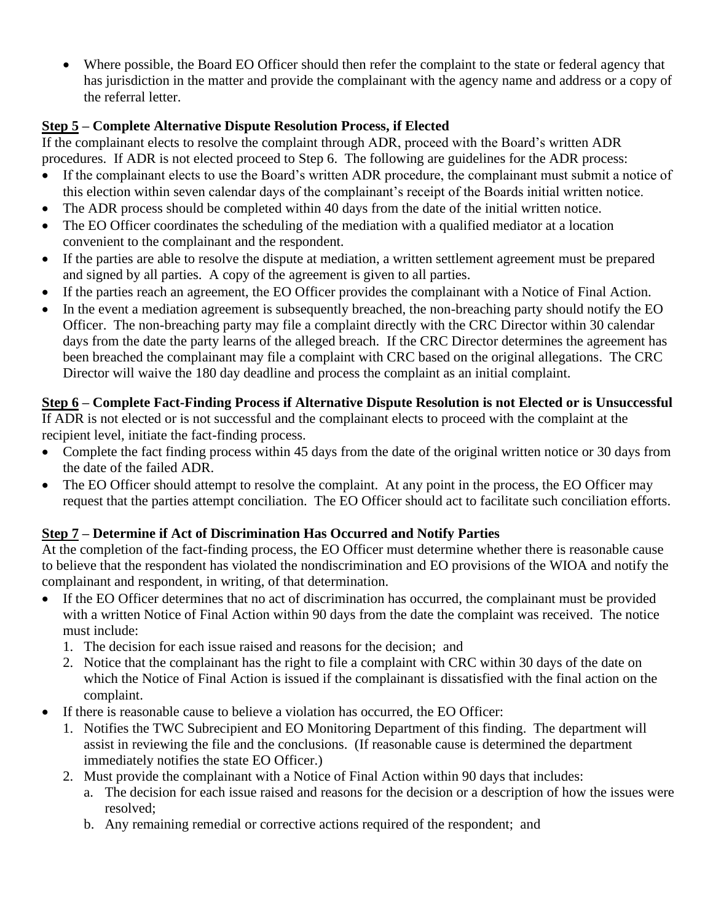- Where possible, the Board EO Officer should then refer the complaint to the state or federal agency that has jurisdiction in the matter and provide the complainant with the agency name and address or a copy of the referral letter.

**Step 5 – Complete Alternative Dispute Resolution Process, if Elected**

If the complainant elects to resolve the complaint through ADR, proceed with the Board's written ADR procedures. If ADR is not elected proceed to Step 6. The following are guidelines for the ADR process:

- If the complainant elects to use the Board's written ADR procedure, the complainant must submit a notice of this election within seven calendar days of the complainant's receipt of the Boards initial written notice.
- The ADR process should be completed within 40 days from the date of the initial written notice.
- The EO Officer coordinates the scheduling of the mediation with a qualified mediator at a location convenient to the complainant and the respondent.
- If the parties are able to resolve the dispute at mediation, a written settlement agreement must be prepared and signed by all parties. A copy of the agreement is given to all parties.
- If the parties reach an agreement, the EO Officer provides the complainant with a Notice of Final Action.
- In the event a mediation agreement is subsequently breached, the non-breaching party should notify the EO Officer. The non-breaching party may file a complaint directly with the CRC Director within 30 calendar days from the date the party learns of the alleged breach. If the CRC Director determines the agreement has been breached the complainant may file a complaint with CRC based on the original allegations. The CRC Director will waive the 180 day deadline and process the complaint as an initial complaint.

**Step 6 – Complete Fact-Finding Process if Alternative Dispute Resolution is not Elected or is Unsuccessful**

If ADR is not elected or is not successful and the complainant elects to proceed with the complaint at the recipient level, initiate the fact-finding process.

- Complete the fact finding process within 45 days from the date of the original written notice or 30 days from the date of the failed ADR.
- The EO Officer should attempt to resolve the complaint. At any point in the process, the EO Officer may request that the parties attempt conciliation. The EO Officer should act to facilitate such conciliation efforts.

**Step 7 – Determine if Act of Discrimination Has Occurred and Notify Parties**

At the completion of the fact-finding process, the EO Officer must determine whether there is reasonable cause to believe that the respondent has violated the nondiscrimination and EO provisions of the WIOA and notify the complainant and respondent, in writing, of that determination.

- If the EO Officer determines that no act of discrimination has occurred, the complainant must be provided with a written Notice of Final Action within 90 days from the date the complaint was received. The notice must include:
  1. The decision for each issue raised and reasons for the decision; and
  2. Notice that the complainant has the right to file a complaint with CRC within 30 days of the date on which the Notice of Final Action is issued if the complainant is dissatisfied with the final action on the complaint.
- If there is reasonable cause to believe a violation has occurred, the EO Officer:
  1. Notifies the TWC Subrecipient and EO Monitoring Department of this finding. The department will assist in reviewing the file and the conclusions. (If reasonable cause is determined the department immediately notifies the state EO Officer.)
  2. Must provide the complainant with a Notice of Final Action within 90 days that includes:
     a. The decision for each issue raised and reasons for the decision or a description of how the issues were resolved;
     b. Any remaining remedial or corrective actions required of the respondent; and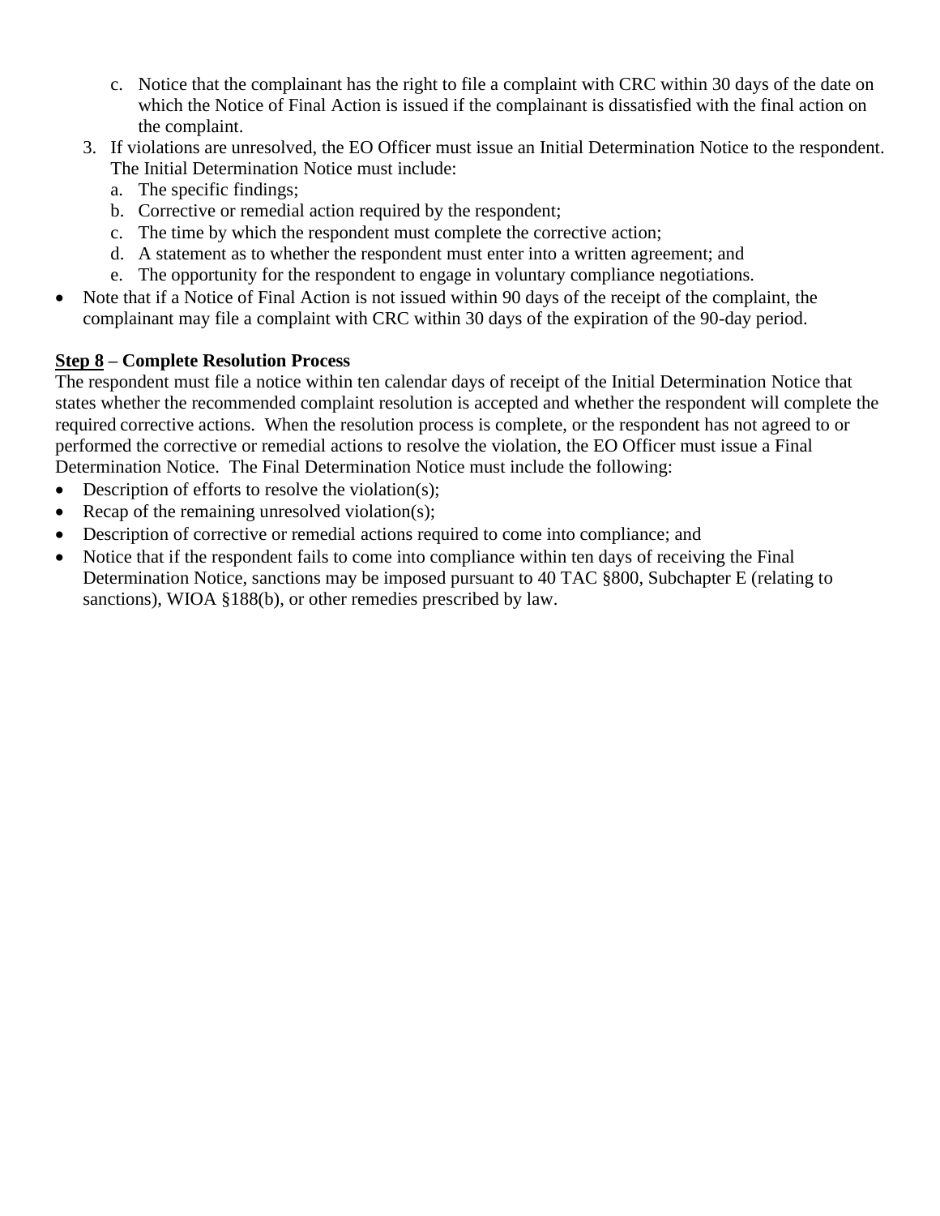c. Notice that the complainant has the right to file a complaint with CRC within 30 days of the date on which the Notice of Final Action is issued if the complainant is dissatisfied with the final action on the complaint.

3. If violations are unresolved, the EO Officer must issue an Initial Determination Notice to the respondent. The Initial Determination Notice must include:
   a. The specific findings;
   b. Corrective or remedial action required by the respondent;
   c. The time by which the respondent must complete the corrective action;
   d. A statement as to whether the respondent must enter into a written agreement; and
   e. The opportunity for the respondent to engage in voluntary compliance negotiations.

- Note that if a Notice of Final Action is not issued within 90 days of the receipt of the complaint, the complainant may file a complaint with CRC within 30 days of the expiration of the 90-day period.

**Step 8 – Complete Resolution Process**

The respondent must file a notice within ten calendar days of receipt of the Initial Determination Notice that states whether the recommended complaint resolution is accepted and whether the respondent will complete the required corrective actions. When the resolution process is complete, or the respondent has not agreed to or performed the corrective or remedial actions to resolve the violation, the EO Officer must issue a Final Determination Notice. The Final Determination Notice must include the following:

- Description of efforts to resolve the violation(s);
- Recap of the remaining unresolved violation(s);
- Description of corrective or remedial actions required to come into compliance; and
- Notice that if the respondent fails to come into compliance within ten days of receiving the Final Determination Notice, sanctions may be imposed pursuant to 40 TAC §800, Subchapter E (relating to sanctions), WIOA §188(b), or other remedies prescribed by law.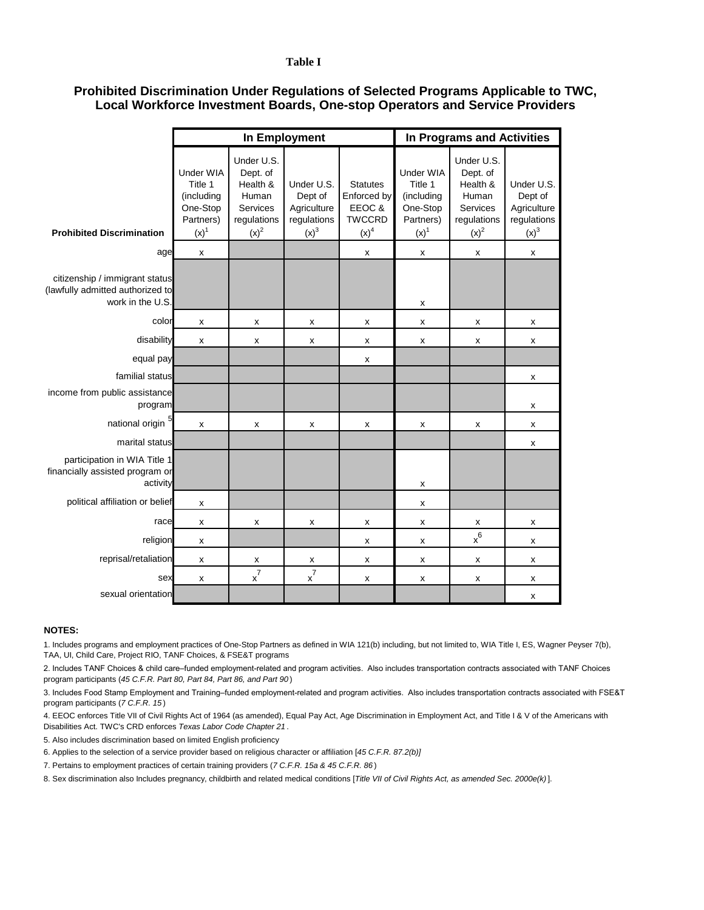**Table I**

## Prohibited Discrimination Under Regulations of Selected Programs Applicable to TWC, Local Workforce Investment Boards, One-stop Operators and Service Providers

| | In Employment | | | | In Programs and Activities | | |
|---|---|---|---|---|---|---|---|
| **Prohibited Discrimination** | Under WIA Title 1 (including One-Stop Partners) (x)[1] | Under U.S. Dept. of Health & Human Services regulations (x)[2] | Under U.S. Dept of Agriculture regulations (x)[3] | Statutes Enforced by EEOC & TWCCRD (x)[4] | Under WIA Title 1 (including One-Stop Partners) (x)[1] | Under U.S. Dept. of Health & Human Services regulations (x)[2] | Under U.S. Dept of Agriculture regulations (x)[3] |
| age | x | | | x | x | x | x |
| citizenship / immigrant status (lawfully admitted authorized to work in the U.S. | | | | | x | | |
| color | x | x | x | x | x | x | x |
| disability | x | x | x | x | x | x | x |
| equal pay | | | | x | | | |
| familial status | | | | | | | x |
| income from public assistance program | | | | | | | x |
| national origin [5] | x | x | x | x | x | x | x |
| marital status | | | | | | | x |
| participation in WIA Title 1 financially assisted program or activity | | | | | x | | |
| political affiliation or belief | x | | | | x | | |
| race | x | x | x | x | x | x | x |
| religion | x | | | x | x | x[6] | x |
| reprisal/retaliation | x | x | x | x | x | x | x |
| sex | x | x[7] | x[7] | x | x | x | x |
| sexual orientation | | | | | | | x |

**NOTES:**

1. Includes programs and employment practices of One-Stop Partners as defined in WIA 121(b) including, but not limited to, WIA Title I, ES, Wagner Peyser 7(b), TAA, UI, Child Care, Project RIO, TANF Choices, & FSE&T programs

2. Includes TANF Choices & child care–funded employment-related and program activities. Also includes transportation contracts associated with TANF Choices program participants (*45 C.F.R. Part 80, Part 84, Part 86, and Part 90*)

3. Includes Food Stamp Employment and Training–funded employment-related and program activities. Also includes transportation contracts associated with FSE&T program participants (*7 C.F.R. 15*)

4. EEOC enforces Title VII of Civil Rights Act of 1964 (as amended), Equal Pay Act, Age Discrimination in Employment Act, and Title I & V of the Americans with Disabilities Act. TWC's CRD enforces *Texas Labor Code Chapter 21* .

5. Also includes discrimination based on limited English proficiency

6. Applies to the selection of a service provider based on religious character or affiliation [*45 C.F.R. 87.2(b)]*

7. Pertains to employment practices of certain training providers (*7 C.F.R. 15a & 45 C.F.R. 86*)

8. Sex discrimination also Includes pregnancy, childbirth and related medical conditions [*Title VII of Civil Rights Act, as amended Sec. 2000e(k)* ].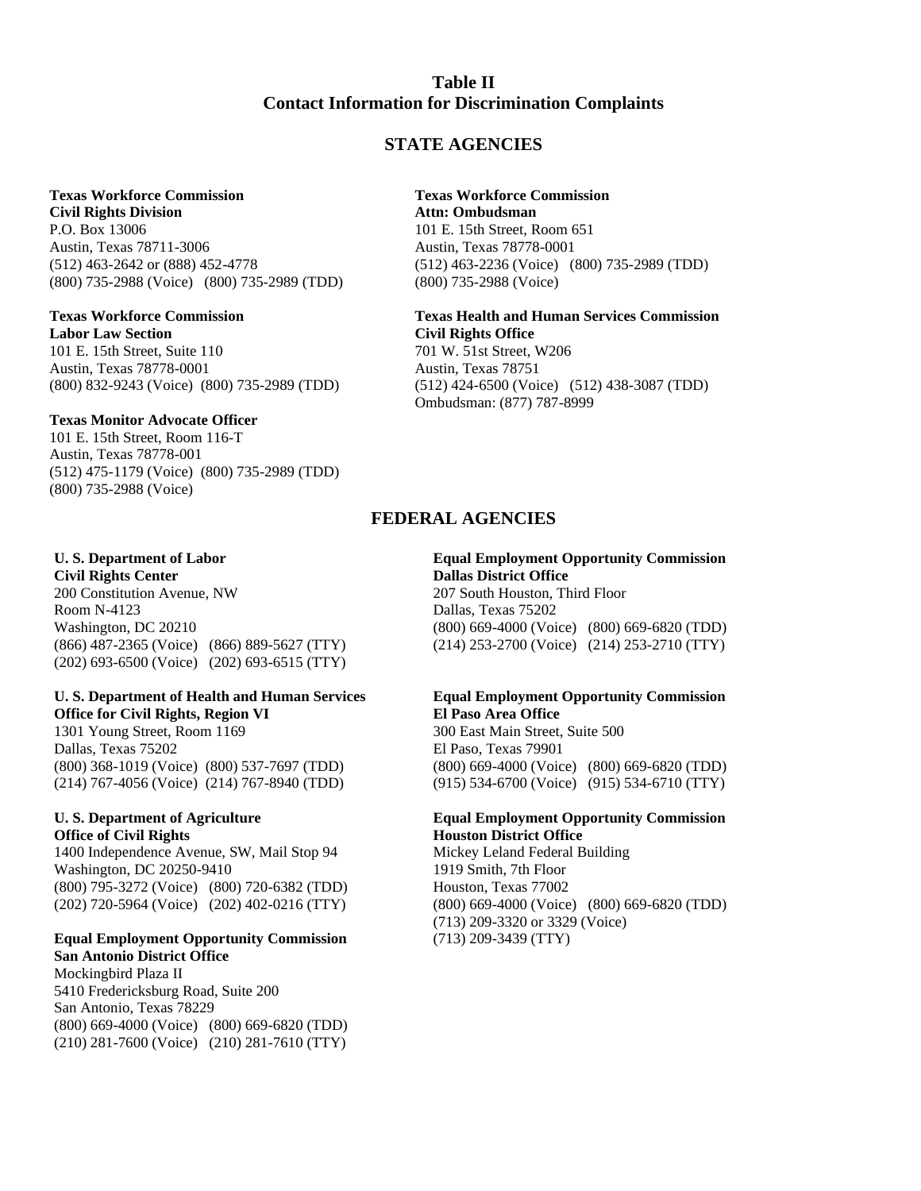# Table II
# Contact Information for Discrimination Complaints

## STATE AGENCIES

**Texas Workforce Commission**
**Civil Rights Division**
P.O. Box 13006
Austin, Texas 78711-3006
(512) 463-2642 or (888) 452-4778
(800) 735-2988 (Voice) (800) 735-2989 (TDD)

**Texas Workforce Commission**
**Labor Law Section**
101 E. 15th Street, Suite 110
Austin, Texas 78778-0001
(800) 832-9243 (Voice) (800) 735-2989 (TDD)

**Texas Monitor Advocate Officer**
101 E. 15th Street, Room 116-T
Austin, Texas 78778-001
(512) 475-1179 (Voice) (800) 735-2989 (TDD)
(800) 735-2988 (Voice)

**Texas Workforce Commission**
**Attn: Ombudsman**
101 E. 15th Street, Room 651
Austin, Texas 78778-0001
(512) 463-2236 (Voice) (800) 735-2989 (TDD)
(800) 735-2988 (Voice)

**Texas Health and Human Services Commission**
**Civil Rights Office**
701 W. 51st Street, W206
Austin, Texas 78751
(512) 424-6500 (Voice) (512) 438-3087 (TDD)
Ombudsman: (877) 787-8999

## FEDERAL AGENCIES

**U. S. Department of Labor**
**Civil Rights Center**
200 Constitution Avenue, NW
Room N-4123
Washington, DC 20210
(866) 487-2365 (Voice) (866) 889-5627 (TTY)
(202) 693-6500 (Voice) (202) 693-6515 (TTY)

**U. S. Department of Health and Human Services**
**Office for Civil Rights, Region VI**
1301 Young Street, Room 1169
Dallas, Texas 75202
(800) 368-1019 (Voice) (800) 537-7697 (TDD)
(214) 767-4056 (Voice) (214) 767-8940 (TDD)

**U. S. Department of Agriculture**
**Office of Civil Rights**
1400 Independence Avenue, SW, Mail Stop 94
Washington, DC 20250-9410
(800) 795-3272 (Voice) (800) 720-6382 (TDD)
(202) 720-5964 (Voice) (202) 402-0216 (TTY)

**Equal Employment Opportunity Commission**
**San Antonio District Office**
Mockingbird Plaza II
5410 Fredericksburg Road, Suite 200
San Antonio, Texas 78229
(800) 669-4000 (Voice) (800) 669-6820 (TDD)
(210) 281-7600 (Voice) (210) 281-7610 (TTY)

**Equal Employment Opportunity Commission**
**Dallas District Office**
207 South Houston, Third Floor
Dallas, Texas 75202
(800) 669-4000 (Voice) (800) 669-6820 (TDD)
(214) 253-2700 (Voice) (214) 253-2710 (TTY)

**Equal Employment Opportunity Commission**
**El Paso Area Office**
300 East Main Street, Suite 500
El Paso, Texas 79901
(800) 669-4000 (Voice) (800) 669-6820 (TDD)
(915) 534-6700 (Voice) (915) 534-6710 (TTY)

**Equal Employment Opportunity Commission**
**Houston District Office**
Mickey Leland Federal Building
1919 Smith, 7th Floor
Houston, Texas 77002
(800) 669-4000 (Voice) (800) 669-6820 (TDD)
(713) 209-3320 or 3329 (Voice)
(713) 209-3439 (TTY)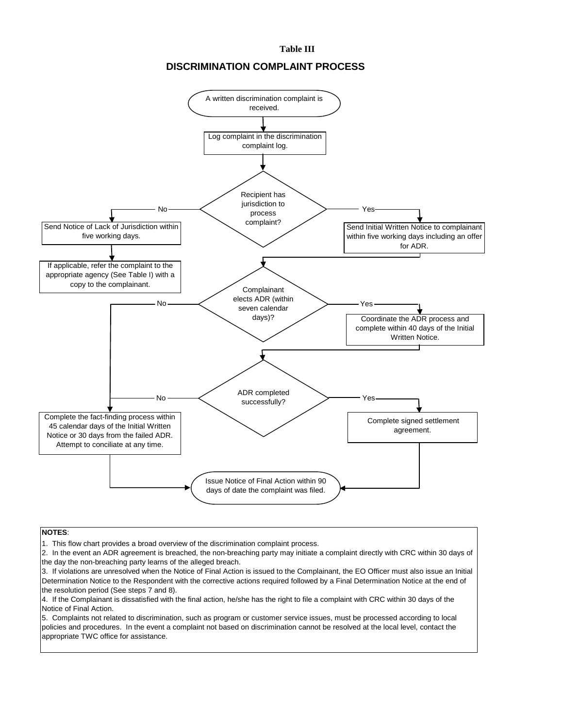**Table III**

## DISCRIMINATION COMPLAINT PROCESS

A written discrimination complaint is received.

Log complaint in the discrimination complaint log.

Recipient has jurisdiction to process complaint?

No

Send Notice of Lack of Jurisdiction within five working days.

If applicable, refer the complaint to the appropriate agency (See Table I) with a copy to the complainant.

Yes

Send Initial Written Notice to complainant within five working days including an offer for ADR.

Complainant elects ADR (within seven calendar days)?

No

Yes

Coordinate the ADR process and complete within 40 days of the Initial Written Notice.

ADR completed successfully?

No

Complete the fact-finding process within 45 calendar days of the Initial Written Notice or 30 days from the failed ADR. Attempt to conciliate at any time.

Yes

Complete signed settlement agreement.

Issue Notice of Final Action within 90 days of date the complaint was filed.

**NOTES**:

1. This flow chart provides a broad overview of the discrimination complaint process.
2. In the event an ADR agreement is breached, the non-breaching party may initiate a complaint directly with CRC within 30 days of the day the non-breaching party learns of the alleged breach.
3. If violations are unresolved when the Notice of Final Action is issued to the Complainant, the EO Officer must also issue an Initial Determination Notice to the Respondent with the corrective actions required followed by a Final Determination Notice at the end of the resolution period (See steps 7 and 8).
4. If the Complainant is dissatisfied with the final action, he/she has the right to file a complaint with CRC within 30 days of the Notice of Final Action.
5. Complaints not related to discrimination, such as program or customer service issues, must be processed according to local policies and procedures. In the event a complaint not based on discrimination cannot be resolved at the local level, contact the appropriate TWC office for assistance.